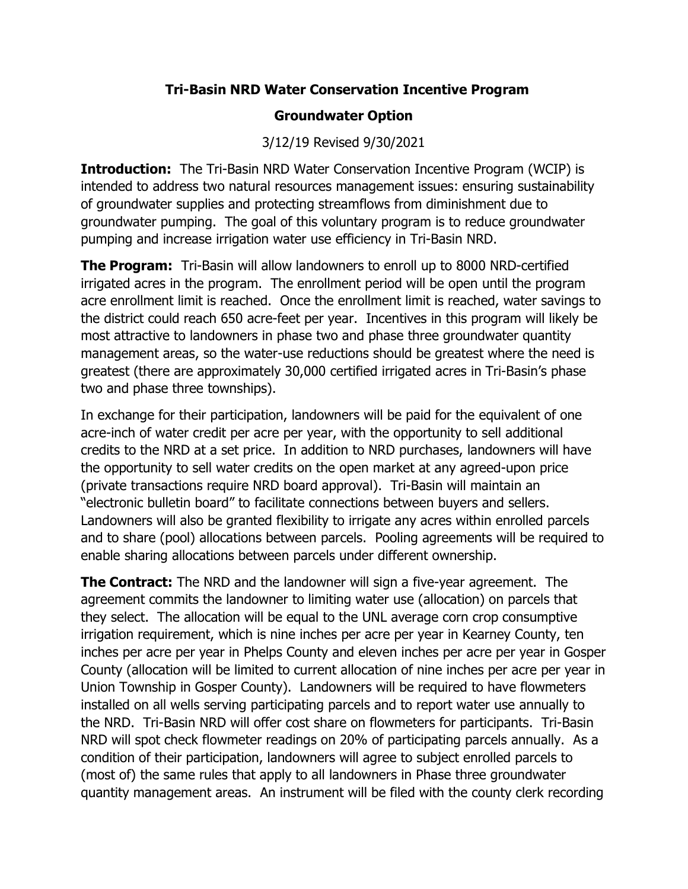# Tri-Basin NRD Water Conservation Incentive Program

## Groundwater Option

3/12/19 Revised 9/30/2021

**Introduction:** The Tri-Basin NRD Water Conservation Incentive Program (WCIP) is intended to address two natural resources management issues: ensuring sustainability of groundwater supplies and protecting streamflows from diminishment due to groundwater pumping. The goal of this voluntary program is to reduce groundwater pumping and increase irrigation water use efficiency in Tri-Basin NRD.

**The Program:** Tri-Basin will allow landowners to enroll up to 8000 NRD-certified irrigated acres in the program. The enrollment period will be open until the program acre enrollment limit is reached. Once the enrollment limit is reached, water savings to the district could reach 650 acre-feet per year. Incentives in this program will likely be most attractive to landowners in phase two and phase three groundwater quantity management areas, so the water-use reductions should be greatest where the need is greatest (there are approximately 30,000 certified irrigated acres in Tri-Basin's phase two and phase three townships).

In exchange for their participation, landowners will be paid for the equivalent of one acre-inch of water credit per acre per year, with the opportunity to sell additional credits to the NRD at a set price. In addition to NRD purchases, landowners will have the opportunity to sell water credits on the open market at any agreed-upon price (private transactions require NRD board approval). Tri-Basin will maintain an "electronic bulletin board" to facilitate connections between buyers and sellers. Landowners will also be granted flexibility to irrigate any acres within enrolled parcels and to share (pool) allocations between parcels. Pooling agreements will be required to enable sharing allocations between parcels under different ownership.

**The Contract:** The NRD and the landowner will sign a five-year agreement. The agreement commits the landowner to limiting water use (allocation) on parcels that they select. The allocation will be equal to the UNL average corn crop consumptive irrigation requirement, which is nine inches per acre per year in Kearney County, ten inches per acre per year in Phelps County and eleven inches per acre per year in Gosper County (allocation will be limited to current allocation of nine inches per acre per year in Union Township in Gosper County). Landowners will be required to have flowmeters installed on all wells serving participating parcels and to report water use annually to the NRD. Tri-Basin NRD will offer cost share on flowmeters for participants. Tri-Basin NRD will spot check flowmeter readings on 20% of participating parcels annually. As a condition of their participation, landowners will agree to subject enrolled parcels to (most of) the same rules that apply to all landowners in Phase three groundwater quantity management areas. An instrument will be filed with the county clerk recording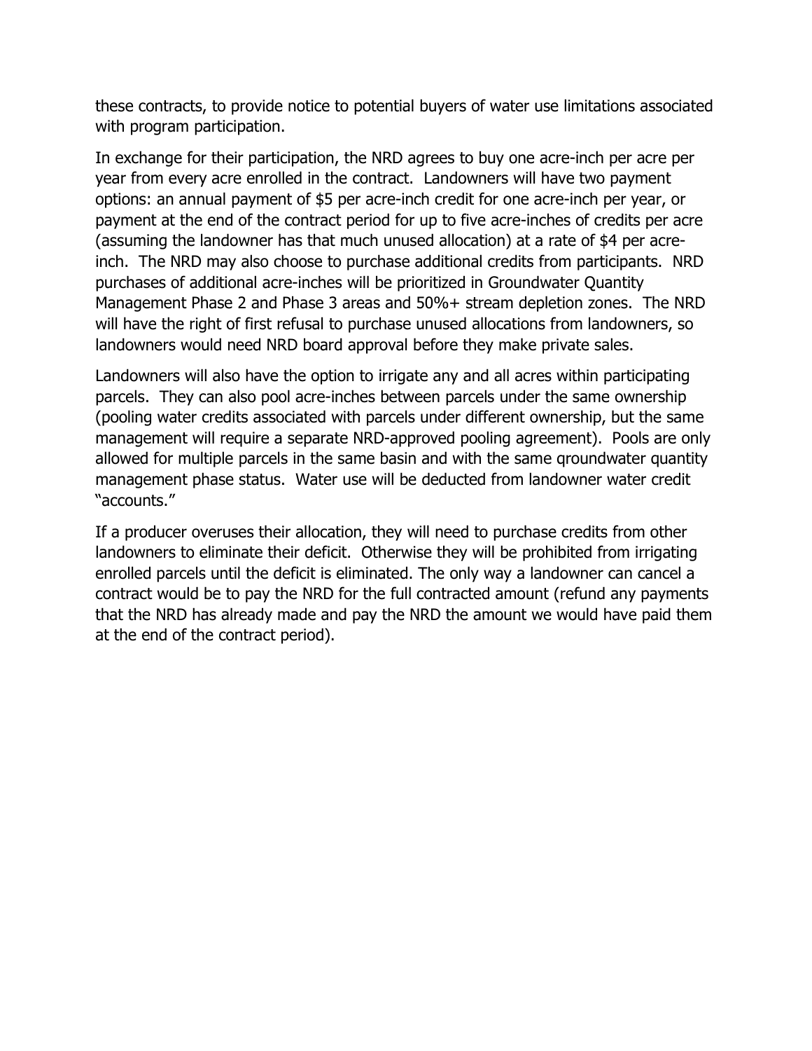these contracts, to provide notice to potential buyers of water use limitations associated with program participation.

In exchange for their participation, the NRD agrees to buy one acre-inch per acre per year from every acre enrolled in the contract. Landowners will have two payment options: an annual payment of $5 per acre-inch credit for one acre-inch per year, or payment at the end of the contract period for up to five acre-inches of credits per acre (assuming the landowner has that much unused allocation) at a rate of $4 per acre-inch. The NRD may also choose to purchase additional credits from participants. NRD purchases of additional acre-inches will be prioritized in Groundwater Quantity Management Phase 2 and Phase 3 areas and 50%+ stream depletion zones. The NRD will have the right of first refusal to purchase unused allocations from landowners, so landowners would need NRD board approval before they make private sales.

Landowners will also have the option to irrigate any and all acres within participating parcels. They can also pool acre-inches between parcels under the same ownership (pooling water credits associated with parcels under different ownership, but the same management will require a separate NRD-approved pooling agreement). Pools are only allowed for multiple parcels in the same basin and with the same qroundwater quantity management phase status. Water use will be deducted from landowner water credit "accounts."

If a producer overuses their allocation, they will need to purchase credits from other landowners to eliminate their deficit. Otherwise they will be prohibited from irrigating enrolled parcels until the deficit is eliminated. The only way a landowner can cancel a contract would be to pay the NRD for the full contracted amount (refund any payments that the NRD has already made and pay the NRD the amount we would have paid them at the end of the contract period).